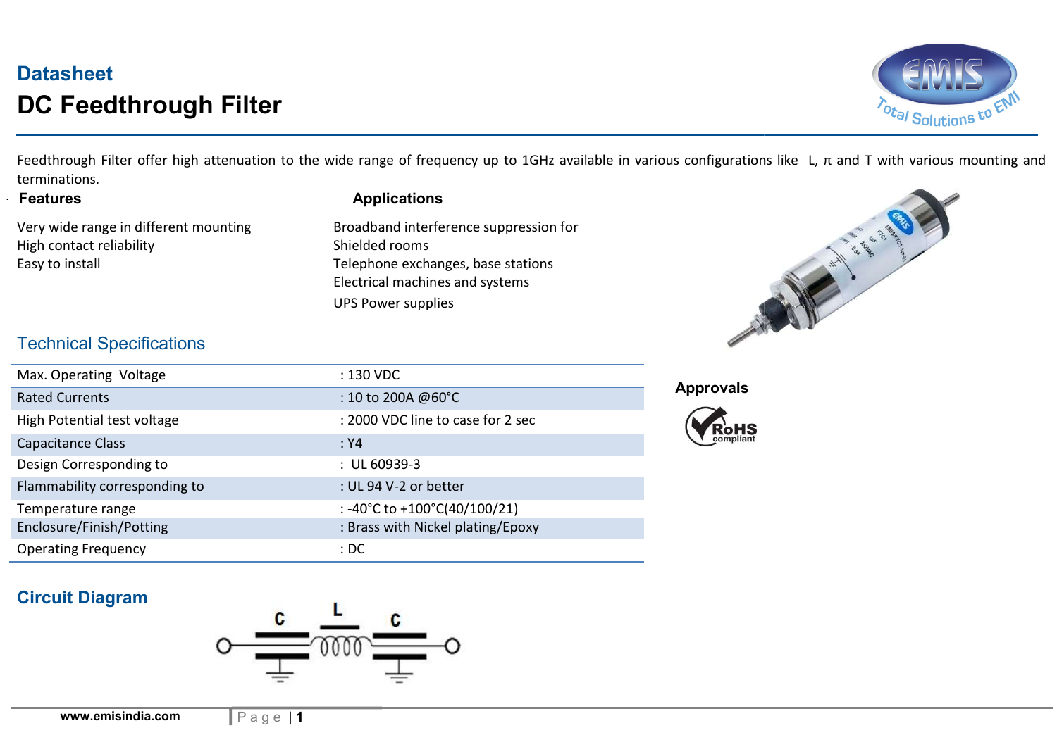# Datasheet

# DC Feedthrough Filter

Feedthrough Filter offer high attenuation to the wide range of frequency up to 1GHz available in various configurations like L, π and T with various mounting and terminations.

### Features

Very wide range in different mounting
High contact reliability
Easy to install

### Applications

Broadband interference suppression for
Shielded rooms
Telephone exchanges, base stations
Electrical machines and systems
UPS Power supplies

## Technical Specifications

| | |
|---|---|
| Max. Operating Voltage | : 130 VDC |
| Rated Currents | : 10 to 200A @60°C |
| High Potential test voltage | : 2000 VDC line to case for 2 sec |
| Capacitance Class | : Y4 |
| Design Corresponding to | : UL 60939-3 |
| Flammability corresponding to | : UL 94 V-2 or better |
| Temperature range | : -40°C to +100°C(40/100/21) |
| Enclosure/Finish/Potting | : Brass with Nickel plating/Epoxy |
| Operating Frequency | : DC |

### Approvals

RoHS compliant

## Circuit Diagram

C L C

www.emisindia.com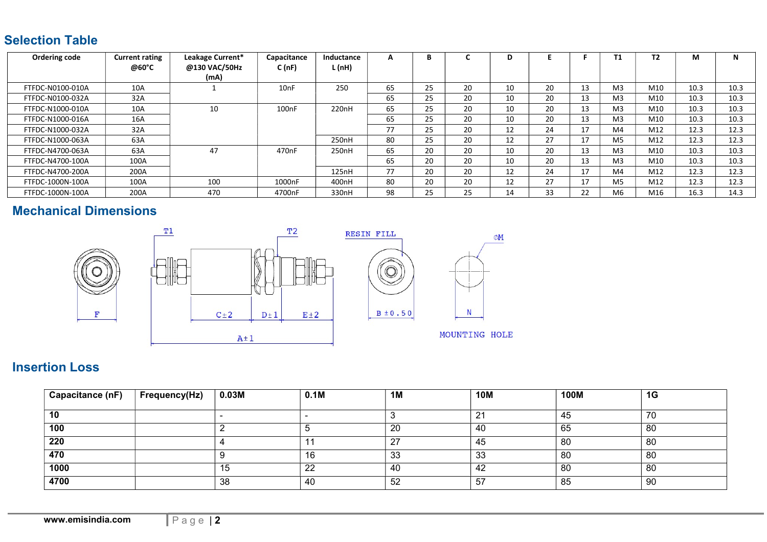## Selection Table

| Ordering code | Current rating @60°C | Leakage Current* @130 VAC/50Hz (mA) | Capacitance C (nF) | Inductance L (nH) | A | B | C | D | E | F | T1 | T2 | M | N |
|---|---|---|---|---|---|---|---|---|---|---|---|---|---|---|
| FTFDC-N0100-010A | 10A | 1 | 10nF | 250 | 65 | 25 | 20 | 10 | 20 | 13 | M3 | M10 | 10.3 | 10.3 |
| FTFDC-N0100-032A | 32A | | | | 65 | 25 | 20 | 10 | 20 | 13 | M3 | M10 | 10.3 | 10.3 |
| FTFDC-N1000-010A | 10A | 10 | 100nF | 220nH | 65 | 25 | 20 | 10 | 20 | 13 | M3 | M10 | 10.3 | 10.3 |
| FTFDC-N1000-016A | 16A | | | | 65 | 25 | 20 | 10 | 20 | 13 | M3 | M10 | 10.3 | 10.3 |
| FTFDC-N1000-032A | 32A | | | | 77 | 25 | 20 | 12 | 24 | 17 | M4 | M12 | 12.3 | 12.3 |
| FTFDC-N1000-063A | 63A | | | 250nH | 80 | 25 | 20 | 12 | 27 | 17 | M5 | M12 | 12.3 | 12.3 |
| FTFDC-N4700-063A | 63A | 47 | 470nF | 250nH | 65 | 20 | 20 | 10 | 20 | 13 | M3 | M10 | 10.3 | 10.3 |
| FTFDC-N4700-100A | 100A | | | | 65 | 20 | 20 | 10 | 20 | 13 | M3 | M10 | 10.3 | 10.3 |
| FTFDC-N4700-200A | 200A | | | 125nH | 77 | 20 | 20 | 12 | 24 | 17 | M4 | M12 | 12.3 | 12.3 |
| FTFDC-1000N-100A | 100A | 100 | 1000nF | 400nH | 80 | 20 | 20 | 12 | 27 | 17 | M5 | M12 | 12.3 | 12.3 |
| FTFDC-1000N-100A | 200A | 470 | 4700nF | 330nH | 98 | 25 | 25 | 14 | 33 | 22 | M6 | M16 | 16.3 | 14.3 |

## Mechanical Dimensions

T1
T2
RESIN FILL
ΦM
F
C±2
D±1
E±2
A±1
B ±0.50
N
MOUNTING HOLE

## Insertion Loss

| Capacitance (nF) | Frequency(Hz) | 0.03M | 0.1M | 1M | 10M | 100M | 1G |
|---|---|---|---|---|---|---|---|
| **10** | | - | - | 3 | 21 | 45 | 70 |
| **100** | | 2 | 5 | 20 | 40 | 65 | 80 |
| **220** | | 4 | 11 | 27 | 45 | 80 | 80 |
| **470** | | 9 | 16 | 33 | 33 | 80 | 80 |
| **1000** | | 15 | 22 | 40 | 42 | 80 | 80 |
| **4700** | | 38 | 40 | 52 | 57 | 85 | 90 |

**www.emisindia.com**